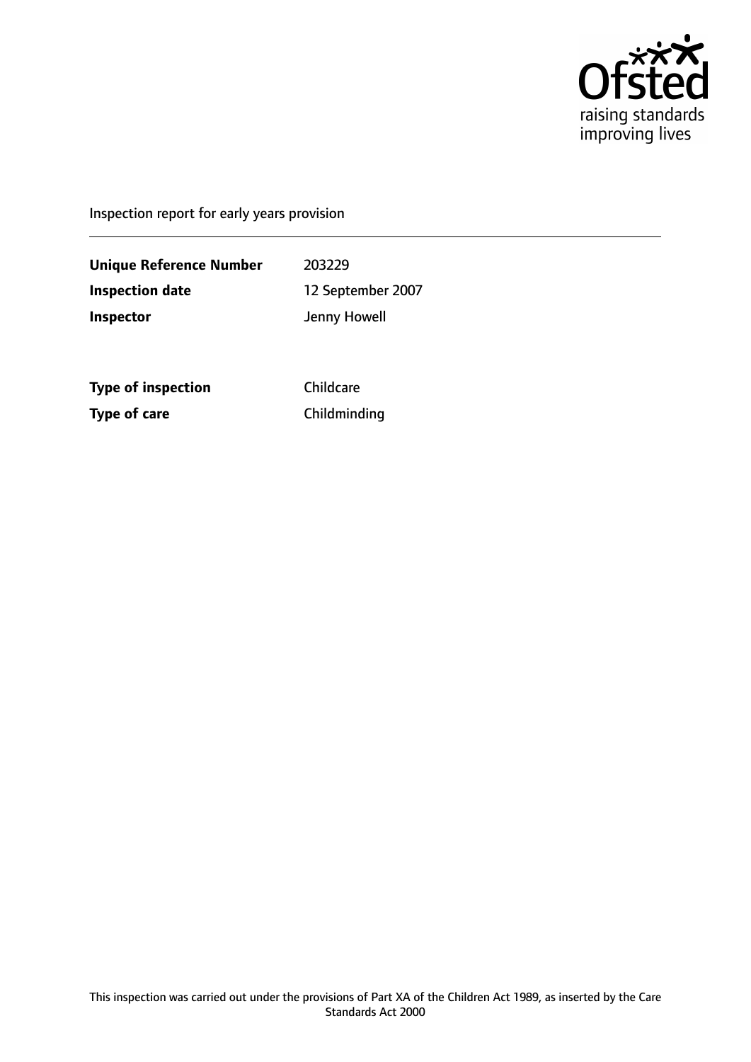Inspection report for early years provision

| | |
|---|---|
| **Unique Reference Number** | 203229 |
| **Inspection date** | 12 September 2007 |
| **Inspector** | Jenny Howell |

| | |
|---|---|
| **Type of inspection** | Childcare |
| **Type of care** | Childminding |

This inspection was carried out under the provisions of Part XA of the Children Act 1989, as inserted by the Care Standards Act 2000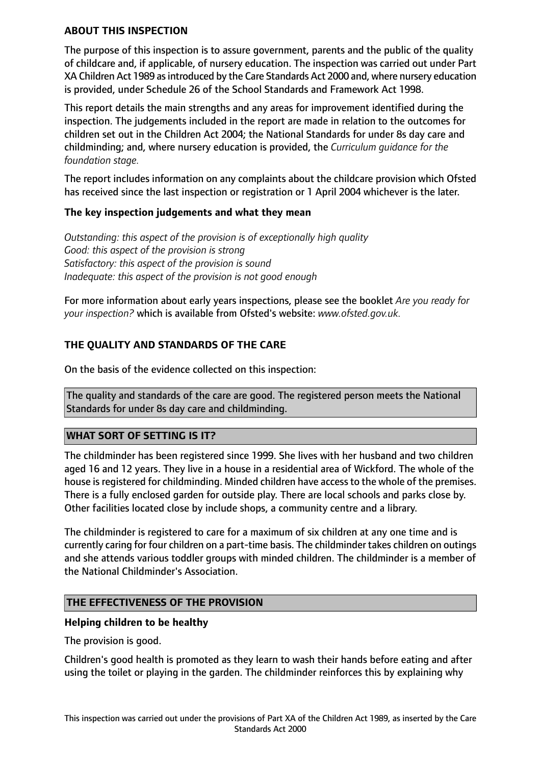## ABOUT THIS INSPECTION

The purpose of this inspection is to assure government, parents and the public of the quality of childcare and, if applicable, of nursery education. The inspection was carried out under Part XA Children Act 1989 as introduced by the Care Standards Act 2000 and, where nursery education is provided, under Schedule 26 of the School Standards and Framework Act 1998.

This report details the main strengths and any areas for improvement identified during the inspection. The judgements included in the report are made in relation to the outcomes for children set out in the Children Act 2004; the National Standards for under 8s day care and childminding; and, where nursery education is provided, the *Curriculum guidance for the foundation stage.*

The report includes information on any complaints about the childcare provision which Ofsted has received since the last inspection or registration or 1 April 2004 whichever is the later.

### The key inspection judgements and what they mean

*Outstanding: this aspect of the provision is of exceptionally high quality*
*Good: this aspect of the provision is strong*
*Satisfactory: this aspect of the provision is sound*
*Inadequate: this aspect of the provision is not good enough*

For more information about early years inspections, please see the booklet *Are you ready for your inspection?* which is available from Ofsted's website: *www.ofsted.gov.uk.*

## THE QUALITY AND STANDARDS OF THE CARE

On the basis of the evidence collected on this inspection:

The quality and standards of the care are good. The registered person meets the National Standards for under 8s day care and childminding.

## WHAT SORT OF SETTING IS IT?

The childminder has been registered since 1999. She lives with her husband and two children aged 16 and 12 years. They live in a house in a residential area of Wickford. The whole of the house is registered for childminding. Minded children have access to the whole of the premises. There is a fully enclosed garden for outside play. There are local schools and parks close by. Other facilities located close by include shops, a community centre and a library.

The childminder is registered to care for a maximum of six children at any one time and is currently caring for four children on a part-time basis. The childminder takes children on outings and she attends various toddler groups with minded children. The childminder is a member of the National Childminder's Association.

## THE EFFECTIVENESS OF THE PROVISION

### Helping children to be healthy

The provision is good.

Children's good health is promoted as they learn to wash their hands before eating and after using the toilet or playing in the garden. The childminder reinforces this by explaining why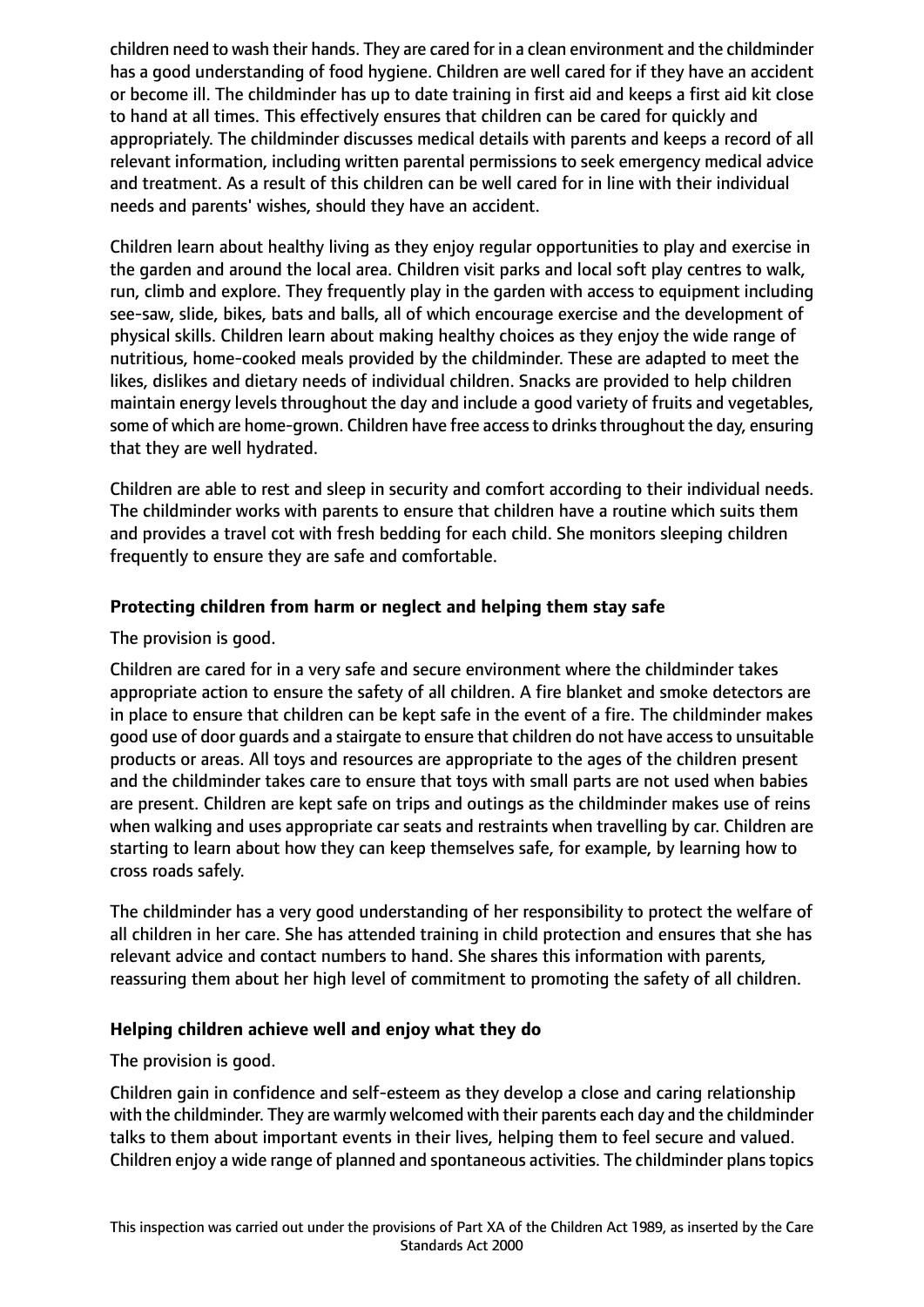children need to wash their hands. They are cared for in a clean environment and the childminder has a good understanding of food hygiene. Children are well cared for if they have an accident or become ill. The childminder has up to date training in first aid and keeps a first aid kit close to hand at all times. This effectively ensures that children can be cared for quickly and appropriately. The childminder discusses medical details with parents and keeps a record of all relevant information, including written parental permissions to seek emergency medical advice and treatment. As a result of this children can be well cared for in line with their individual needs and parents' wishes, should they have an accident.

Children learn about healthy living as they enjoy regular opportunities to play and exercise in the garden and around the local area. Children visit parks and local soft play centres to walk, run, climb and explore. They frequently play in the garden with access to equipment including see-saw, slide, bikes, bats and balls, all of which encourage exercise and the development of physical skills. Children learn about making healthy choices as they enjoy the wide range of nutritious, home-cooked meals provided by the childminder. These are adapted to meet the likes, dislikes and dietary needs of individual children. Snacks are provided to help children maintain energy levels throughout the day and include a good variety of fruits and vegetables, some of which are home-grown. Children have free access to drinks throughout the day, ensuring that they are well hydrated.

Children are able to rest and sleep in security and comfort according to their individual needs. The childminder works with parents to ensure that children have a routine which suits them and provides a travel cot with fresh bedding for each child. She monitors sleeping children frequently to ensure they are safe and comfortable.

**Protecting children from harm or neglect and helping them stay safe**

The provision is good.

Children are cared for in a very safe and secure environment where the childminder takes appropriate action to ensure the safety of all children. A fire blanket and smoke detectors are in place to ensure that children can be kept safe in the event of a fire. The childminder makes good use of door guards and a stairgate to ensure that children do not have access to unsuitable products or areas. All toys and resources are appropriate to the ages of the children present and the childminder takes care to ensure that toys with small parts are not used when babies are present. Children are kept safe on trips and outings as the childminder makes use of reins when walking and uses appropriate car seats and restraints when travelling by car. Children are starting to learn about how they can keep themselves safe, for example, by learning how to cross roads safely.

The childminder has a very good understanding of her responsibility to protect the welfare of all children in her care. She has attended training in child protection and ensures that she has relevant advice and contact numbers to hand. She shares this information with parents, reassuring them about her high level of commitment to promoting the safety of all children.

**Helping children achieve well and enjoy what they do**

The provision is good.

Children gain in confidence and self-esteem as they develop a close and caring relationship with the childminder. They are warmly welcomed with their parents each day and the childminder talks to them about important events in their lives, helping them to feel secure and valued. Children enjoy a wide range of planned and spontaneous activities. The childminder plans topics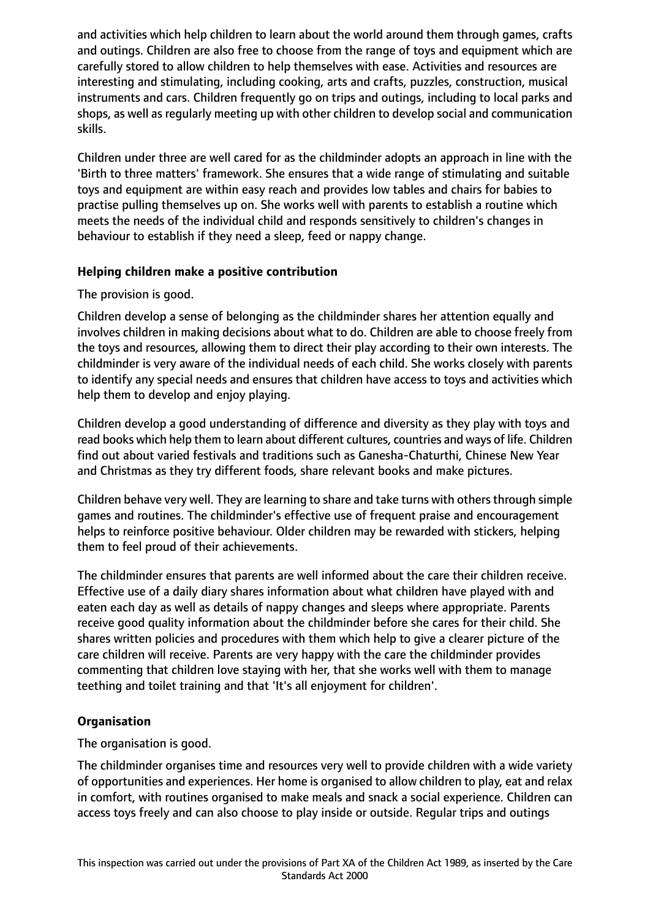and activities which help children to learn about the world around them through games, crafts and outings. Children are also free to choose from the range of toys and equipment which are carefully stored to allow children to help themselves with ease. Activities and resources are interesting and stimulating, including cooking, arts and crafts, puzzles, construction, musical instruments and cars. Children frequently go on trips and outings, including to local parks and shops, as well as regularly meeting up with other children to develop social and communication skills.

Children under three are well cared for as the childminder adopts an approach in line with the 'Birth to three matters' framework. She ensures that a wide range of stimulating and suitable toys and equipment are within easy reach and provides low tables and chairs for babies to practise pulling themselves up on. She works well with parents to establish a routine which meets the needs of the individual child and responds sensitively to children's changes in behaviour to establish if they need a sleep, feed or nappy change.

**Helping children make a positive contribution**

The provision is good.

Children develop a sense of belonging as the childminder shares her attention equally and involves children in making decisions about what to do. Children are able to choose freely from the toys and resources, allowing them to direct their play according to their own interests. The childminder is very aware of the individual needs of each child. She works closely with parents to identify any special needs and ensures that children have access to toys and activities which help them to develop and enjoy playing.

Children develop a good understanding of difference and diversity as they play with toys and read books which help them to learn about different cultures, countries and ways of life. Children find out about varied festivals and traditions such as Ganesha-Chaturthi, Chinese New Year and Christmas as they try different foods, share relevant books and make pictures.

Children behave very well. They are learning to share and take turns with others through simple games and routines. The childminder's effective use of frequent praise and encouragement helps to reinforce positive behaviour. Older children may be rewarded with stickers, helping them to feel proud of their achievements.

The childminder ensures that parents are well informed about the care their children receive. Effective use of a daily diary shares information about what children have played with and eaten each day as well as details of nappy changes and sleeps where appropriate. Parents receive good quality information about the childminder before she cares for their child. She shares written policies and procedures with them which help to give a clearer picture of the care children will receive. Parents are very happy with the care the childminder provides commenting that children love staying with her, that she works well with them to manage teething and toilet training and that 'It's all enjoyment for children'.

**Organisation**

The organisation is good.

The childminder organises time and resources very well to provide children with a wide variety of opportunities and experiences. Her home is organised to allow children to play, eat and relax in comfort, with routines organised to make meals and snack a social experience. Children can access toys freely and can also choose to play inside or outside. Regular trips and outings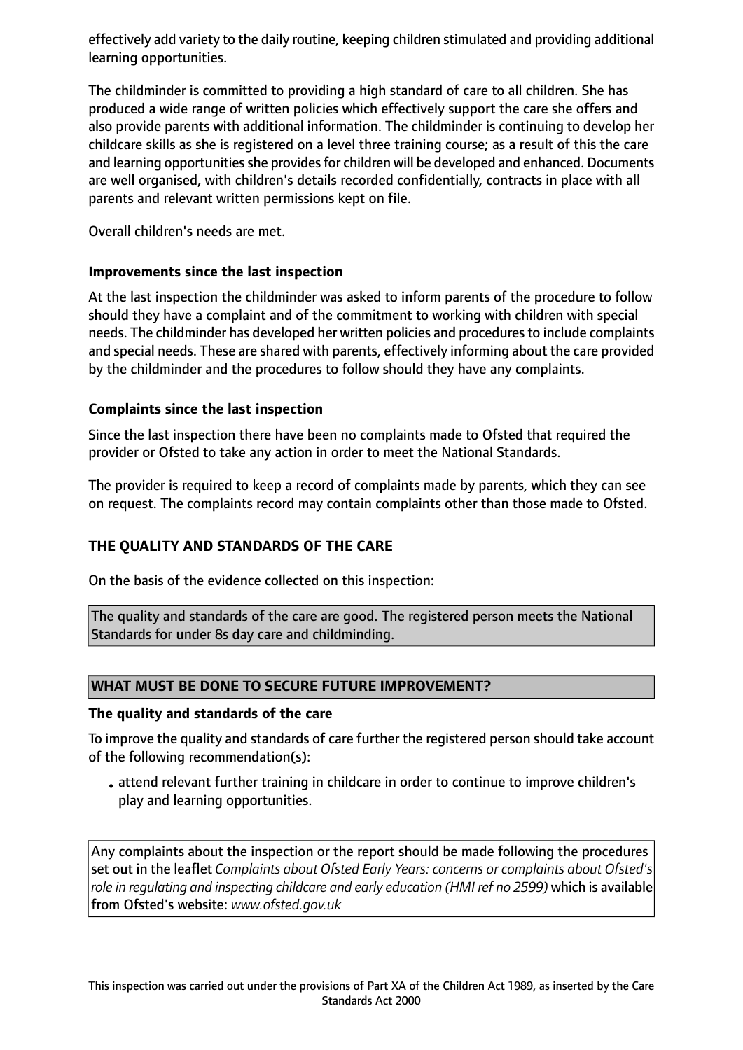effectively add variety to the daily routine, keeping children stimulated and providing additional learning opportunities.

The childminder is committed to providing a high standard of care to all children. She has produced a wide range of written policies which effectively support the care she offers and also provide parents with additional information. The childminder is continuing to develop her childcare skills as she is registered on a level three training course; as a result of this the care and learning opportunities she provides for children will be developed and enhanced. Documents are well organised, with children's details recorded confidentially, contracts in place with all parents and relevant written permissions kept on file.

Overall children's needs are met.

**Improvements since the last inspection**

At the last inspection the childminder was asked to inform parents of the procedure to follow should they have a complaint and of the commitment to working with children with special needs. The childminder has developed her written policies and procedures to include complaints and special needs. These are shared with parents, effectively informing about the care provided by the childminder and the procedures to follow should they have any complaints.

**Complaints since the last inspection**

Since the last inspection there have been no complaints made to Ofsted that required the provider or Ofsted to take any action in order to meet the National Standards.

The provider is required to keep a record of complaints made by parents, which they can see on request. The complaints record may contain complaints other than those made to Ofsted.

## THE QUALITY AND STANDARDS OF THE CARE

On the basis of the evidence collected on this inspection:

The quality and standards of the care are good. The registered person meets the National Standards for under 8s day care and childminding.

## WHAT MUST BE DONE TO SECURE FUTURE IMPROVEMENT?

**The quality and standards of the care**

To improve the quality and standards of care further the registered person should take account of the following recommendation(s):

- attend relevant further training in childcare in order to continue to improve children's play and learning opportunities.

Any complaints about the inspection or the report should be made following the procedures set out in the leaflet *Complaints about Ofsted Early Years: concerns or complaints about Ofsted's role in regulating and inspecting childcare and early education (HMI ref no 2599)* which is available from Ofsted's website: *www.ofsted.gov.uk*

This inspection was carried out under the provisions of Part XA of the Children Act 1989, as inserted by the Care Standards Act 2000